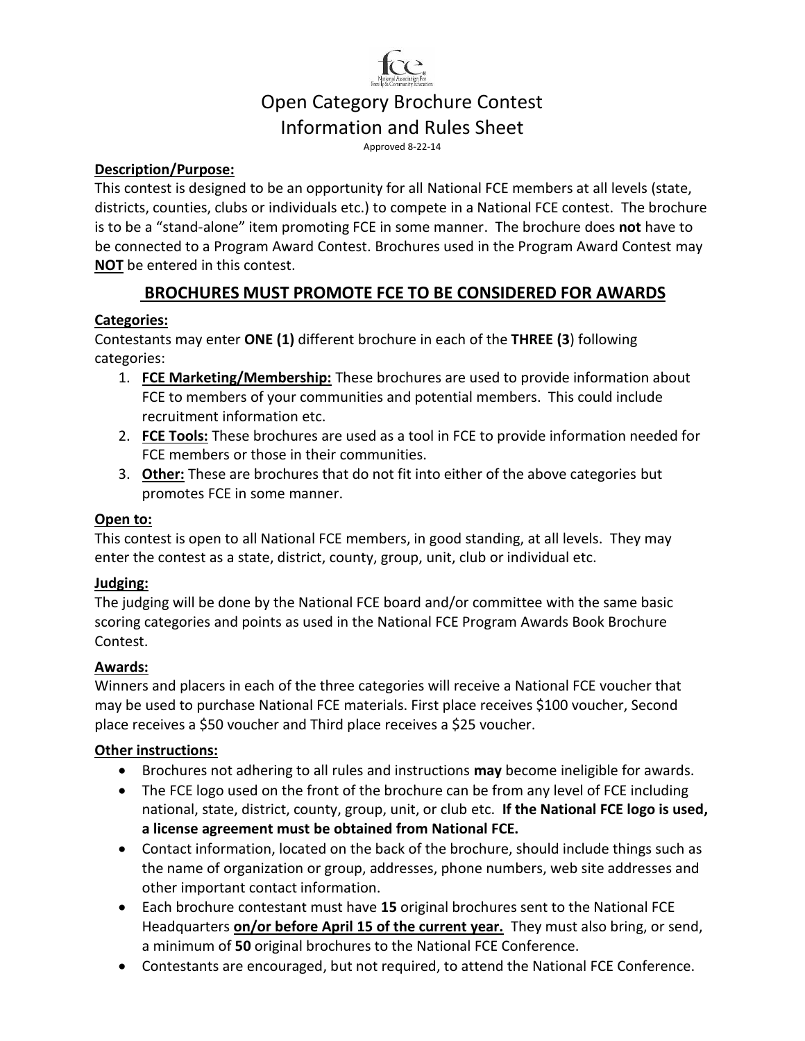# Open Category Brochure Contest
# Information and Rules Sheet

Approved 8-22-14

**Description/Purpose:**

This contest is designed to be an opportunity for all National FCE members at all levels (state, districts, counties, clubs or individuals etc.) to compete in a National FCE contest. The brochure is to be a "stand-alone" item promoting FCE in some manner. The brochure does **not** have to be connected to a Program Award Contest. Brochures used in the Program Award Contest may **NOT** be entered in this contest.

## BROCHURES MUST PROMOTE FCE TO BE CONSIDERED FOR AWARDS

**Categories:**

Contestants may enter **ONE (1)** different brochure in each of the **THREE (3**) following categories:

1. **FCE Marketing/Membership:** These brochures are used to provide information about FCE to members of your communities and potential members. This could include recruitment information etc.
2. **FCE Tools:** These brochures are used as a tool in FCE to provide information needed for FCE members or those in their communities.
3. **Other:** These are brochures that do not fit into either of the above categories but promotes FCE in some manner.

**Open to:**

This contest is open to all National FCE members, in good standing, at all levels. They may enter the contest as a state, district, county, group, unit, club or individual etc.

**Judging:**

The judging will be done by the National FCE board and/or committee with the same basic scoring categories and points as used in the National FCE Program Awards Book Brochure Contest.

**Awards:**

Winners and placers in each of the three categories will receive a National FCE voucher that may be used to purchase National FCE materials. First place receives $100 voucher, Second place receives a $50 voucher and Third place receives a $25 voucher.

**Other instructions:**

- Brochures not adhering to all rules and instructions **may** become ineligible for awards.
- The FCE logo used on the front of the brochure can be from any level of FCE including national, state, district, county, group, unit, or club etc. **If the National FCE logo is used, a license agreement must be obtained from National FCE.**
- Contact information, located on the back of the brochure, should include things such as the name of organization or group, addresses, phone numbers, web site addresses and other important contact information.
- Each brochure contestant must have **15** original brochures sent to the National FCE Headquarters **on/or before April 15 of the current year.** They must also bring, or send, a minimum of **50** original brochures to the National FCE Conference.
- Contestants are encouraged, but not required, to attend the National FCE Conference.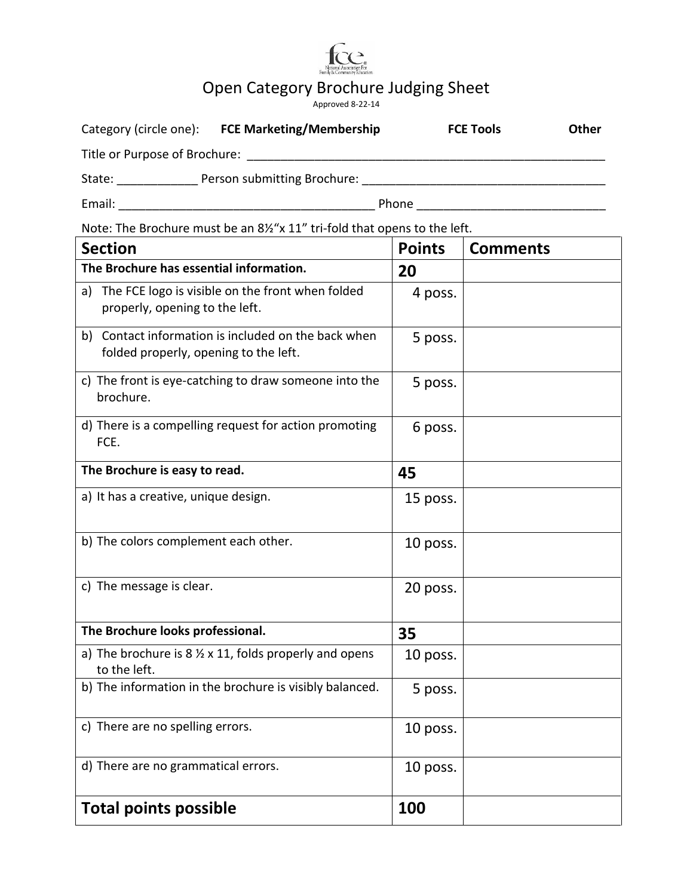# Open Category Brochure Judging Sheet

Approved 8-22-14

Category (circle one): **FCE Marketing/Membership** **FCE Tools** **Other**

Title or Purpose of Brochure: ________________________________________________________

State: ____________ Person submitting Brochure: _____________________________________

Email: _______________________________________ Phone ____________________________

Note: The Brochure must be an 8½"x 11" tri-fold that opens to the left.

| Section | Points | Comments |
|---|---|---|
| **The Brochure has essential information.** | **20** | |
| a) The FCE logo is visible on the front when folded properly, opening to the left. | 4 poss. | |
| b) Contact information is included on the back when folded properly, opening to the left. | 5 poss. | |
| c) The front is eye-catching to draw someone into the brochure. | 5 poss. | |
| d) There is a compelling request for action promoting FCE. | 6 poss. | |
| **The Brochure is easy to read.** | **45** | |
| a) It has a creative, unique design. | 15 poss. | |
| b) The colors complement each other. | 10 poss. | |
| c) The message is clear. | 20 poss. | |
| **The Brochure looks professional.** | **35** | |
| a) The brochure is 8 ½ x 11, folds properly and opens to the left. | 10 poss. | |
| b) The information in the brochure is visibly balanced. | 5 poss. | |
| c) There are no spelling errors. | 10 poss. | |
| d) There are no grammatical errors. | 10 poss. | |
| **Total points possible** | **100** | |